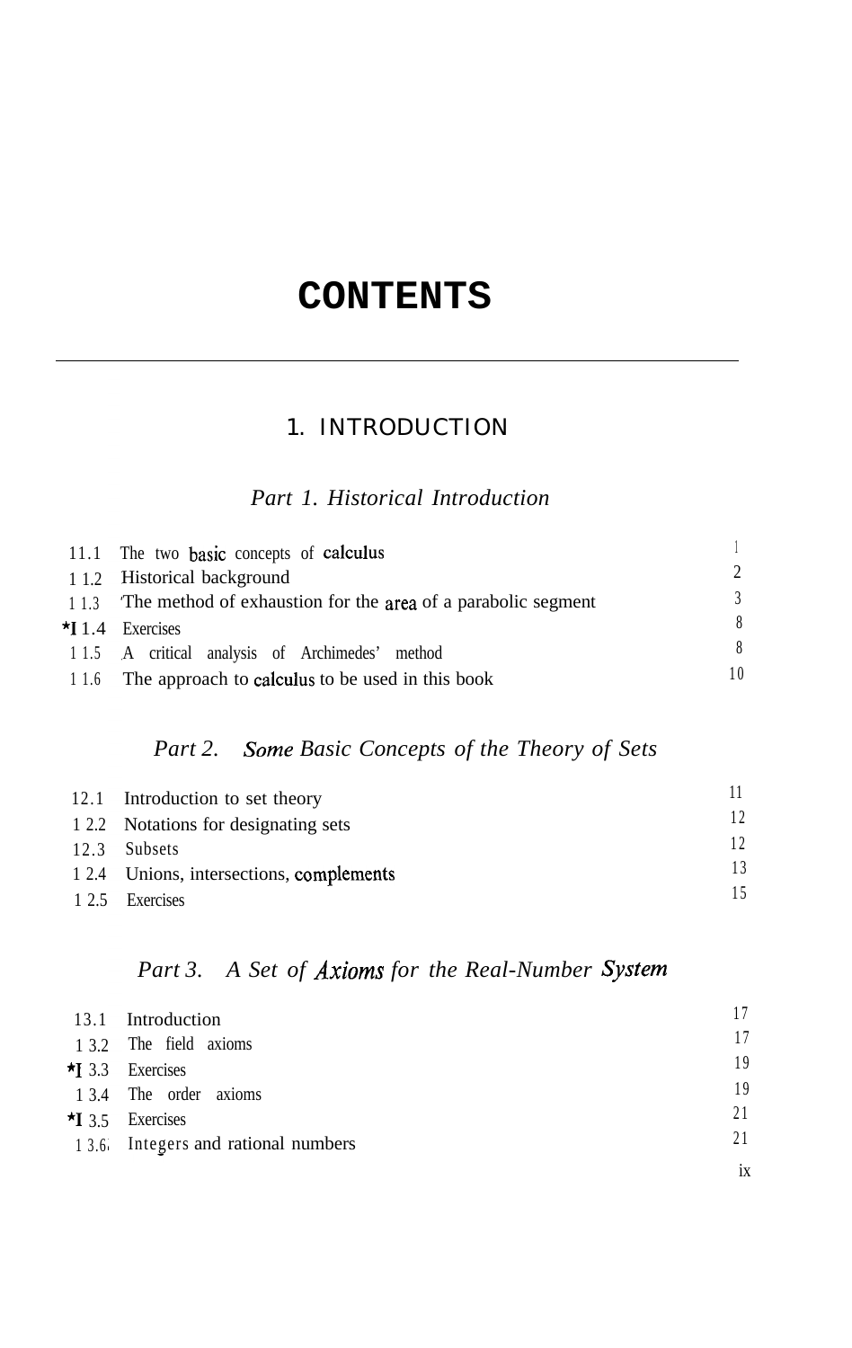# CONTENTS

## 1. INTRODUCTION

### *Part 1. Historical Introduction*

| | | |
|---|---|---|
| 11.1 | The two basic concepts of calculus | 1 |
| 1 1.2 | Historical background | 2 |
| 1 1.3 | The method of exhaustion for the area of a parabolic segment | 3 |
| *I 1.4 | Exercises | 8 |
| 1 1.5 | A critical analysis of Archimedes' method | 8 |
| 1 1.6 | The approach to calculus to be used in this book | 10 |

### *Part 2. Some Basic Concepts of the Theory of Sets*

| | | |
|---|---|---|
| 12.1 | Introduction to set theory | 11 |
| 1 2.2 | Notations for designating sets | 12 |
| 12.3 | Subsets | 12 |
| 1 2.4 | Unions, intersections, complements | 13 |
| 1 2.5 | Exercises | 15 |

### *Part 3. A Set of Axioms for the Real-Number System*

| | | |
|---|---|---|
| 13.1 | Introduction | 17 |
| 1 3.2 | The field axioms | 17 |
| *I 3.3 | Exercises | 19 |
| 1 3.4 | The order axioms | 19 |
| *I 3.5 | Exercises | 21 |
| 1 3.6 | Integers and rational numbers | 21 |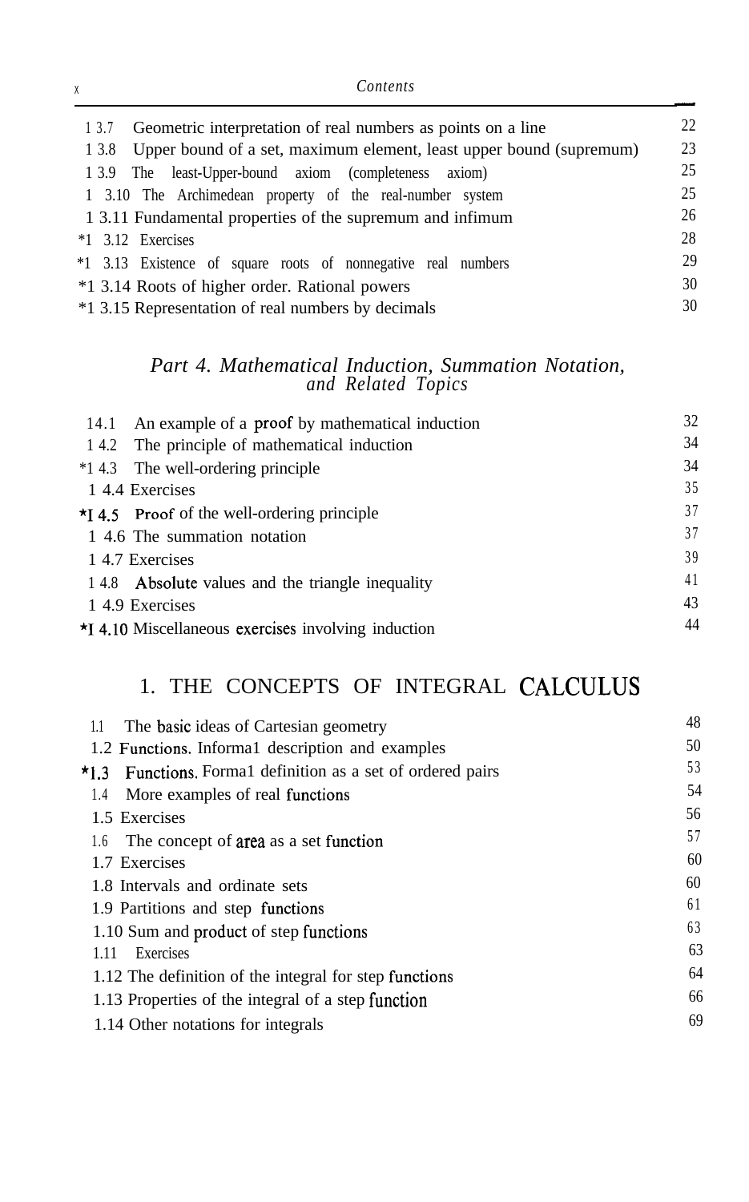| | |
|---|---|
| I 3.7 Geometric interpretation of real numbers as points on a line | 22 |
| I 3.8 Upper bound of a set, maximum element, least upper bound (supremum) | 23 |
| I 3.9 The least-Upper-bound axiom (completeness axiom) | 25 |
| I 3.10 The Archimedean property of the real-number system | 25 |
| I 3.11 Fundamental properties of the supremum and infimum | 26 |
| *I 3.12 Exercises | 28 |
| *I 3.13 Existence of square roots of nonnegative real numbers | 29 |
| *I 3.14 Roots of higher order. Rational powers | 30 |
| *I 3.15 Representation of real numbers by decimals | 30 |

### *Part 4. Mathematical Induction, Summation Notation, and Related Topics*

| | |
|---|---|
| I 4.1 An example of a proof by mathematical induction | 32 |
| I 4.2 The principle of mathematical induction | 34 |
| *I 4.3 The well-ordering principle | 34 |
| I 4.4 Exercises | 35 |
| *I 4.5 Proof of the well-ordering principle | 37 |
| I 4.6 The summation notation | 37 |
| I 4.7 Exercises | 39 |
| I 4.8 Absolute values and the triangle inequality | 41 |
| I 4.9 Exercises | 43 |
| *I 4.10 Miscellaneous exercises involving induction | 44 |

## 1. THE CONCEPTS OF INTEGRAL CALCULUS

| | |
|---|---|
| 1.1 The basic ideas of Cartesian geometry | 48 |
| 1.2 Functions. Informal description and examples | 50 |
| *1.3 Functions. Formal definition as a set of ordered pairs | 53 |
| 1.4 More examples of real functions | 54 |
| 1.5 Exercises | 56 |
| 1.6 The concept of area as a set function | 57 |
| 1.7 Exercises | 60 |
| 1.8 Intervals and ordinate sets | 60 |
| 1.9 Partitions and step functions | 61 |
| 1.10 Sum and product of step functions | 63 |
| 1.11 Exercises | 63 |
| 1.12 The definition of the integral for step functions | 64 |
| 1.13 Properties of the integral of a step function | 66 |
| 1.14 Other notations for integrals | 69 |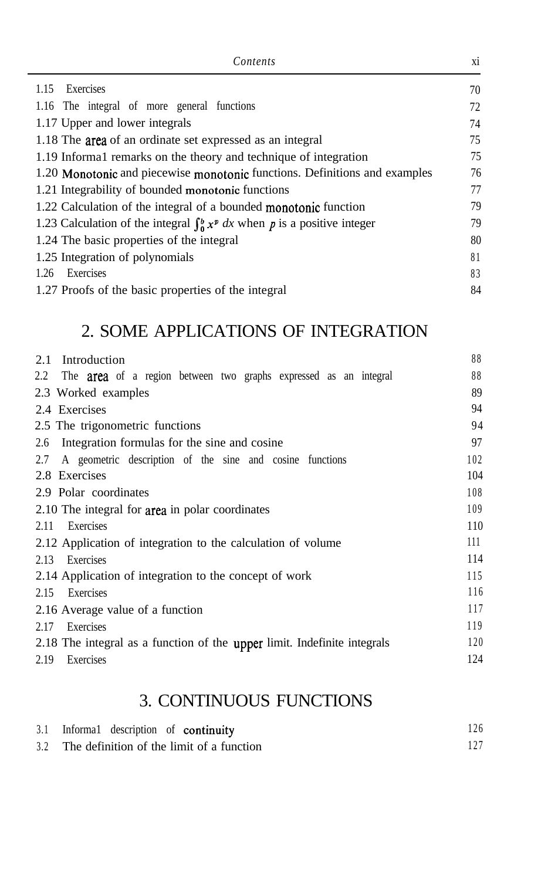| | |
|---|---|
| 1.15 Exercises | 70 |
| 1.16 The integral of more general functions | 72 |
| 1.17 Upper and lower integrals | 74 |
| 1.18 The area of an ordinate set expressed as an integral | 75 |
| 1.19 Informal remarks on the theory and technique of integration | 75 |
| 1.20 Monotonic and piecewise monotonic functions. Definitions and examples | 76 |
| 1.21 Integrability of bounded monotonic functions | 77 |
| 1.22 Calculation of the integral of a bounded monotonic function | 79 |
| 1.23 Calculation of the integral $\int_0^b x^p\,dx$ when $p$ is a positive integer | 79 |
| 1.24 The basic properties of the integral | 80 |
| 1.25 Integration of polynomials | 81 |
| 1.26 Exercises | 83 |
| 1.27 Proofs of the basic properties of the integral | 84 |

## 2. SOME APPLICATIONS OF INTEGRATION

| | |
|---|---|
| 2.1 Introduction | 88 |
| 2.2 The area of a region between two graphs expressed as an integral | 88 |
| 2.3 Worked examples | 89 |
| 2.4 Exercises | 94 |
| 2.5 The trigonometric functions | 94 |
| 2.6 Integration formulas for the sine and cosine | 97 |
| 2.7 A geometric description of the sine and cosine functions | 102 |
| 2.8 Exercises | 104 |
| 2.9 Polar coordinates | 108 |
| 2.10 The integral for area in polar coordinates | 109 |
| 2.11 Exercises | 110 |
| 2.12 Application of integration to the calculation of volume | 111 |
| 2.13 Exercises | 114 |
| 2.14 Application of integration to the concept of work | 115 |
| 2.15 Exercises | 116 |
| 2.16 Average value of a function | 117 |
| 2.17 Exercises | 119 |
| 2.18 The integral as a function of the upper limit. Indefinite integrals | 120 |
| 2.19 Exercises | 124 |

## 3. CONTINUOUS FUNCTIONS

| | |
|---|---|
| 3.1 Informal description of continuity | 126 |
| 3.2 The definition of the limit of a function | 127 |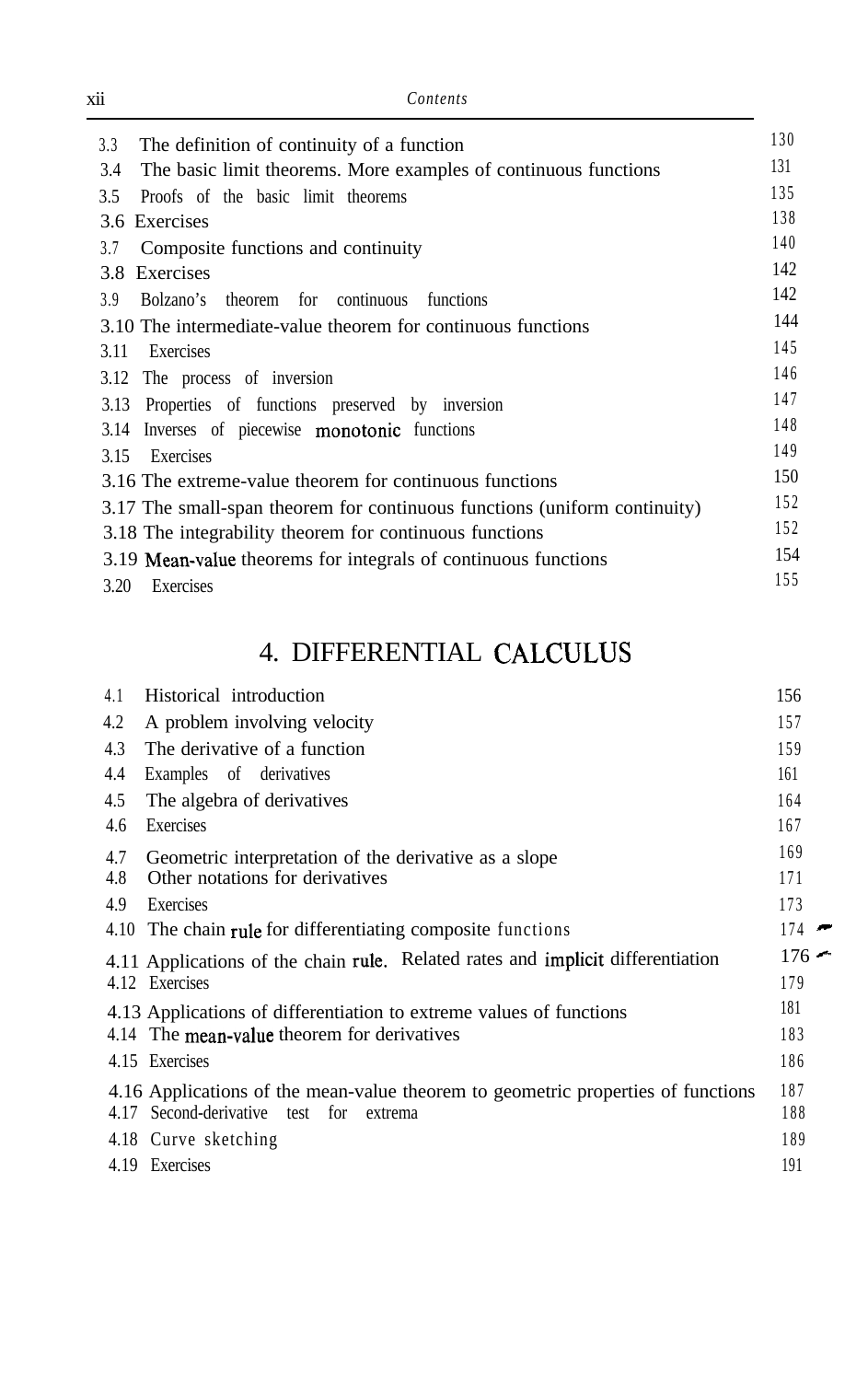| | |
|---|---|
| 3.3 The definition of continuity of a function | 130 |
| 3.4 The basic limit theorems. More examples of continuous functions | 131 |
| 3.5 Proofs of the basic limit theorems | 135 |
| 3.6 Exercises | 138 |
| 3.7 Composite functions and continuity | 140 |
| 3.8 Exercises | 142 |
| 3.9 Bolzano's theorem for continuous functions | 142 |
| 3.10 The intermediate-value theorem for continuous functions | 144 |
| 3.11 Exercises | 145 |
| 3.12 The process of inversion | 146 |
| 3.13 Properties of functions preserved by inversion | 147 |
| 3.14 Inverses of piecewise monotonic functions | 148 |
| 3.15 Exercises | 149 |
| 3.16 The extreme-value theorem for continuous functions | 150 |
| 3.17 The small-span theorem for continuous functions (uniform continuity) | 152 |
| 3.18 The integrability theorem for continuous functions | 152 |
| 3.19 Mean-value theorems for integrals of continuous functions | 154 |
| 3.20 Exercises | 155 |

## 4. DIFFERENTIAL CALCULUS

| | |
|---|---|
| 4.1 Historical introduction | 156 |
| 4.2 A problem involving velocity | 157 |
| 4.3 The derivative of a function | 159 |
| 4.4 Examples of derivatives | 161 |
| 4.5 The algebra of derivatives | 164 |
| 4.6 Exercises | 167 |
| 4.7 Geometric interpretation of the derivative as a slope | 169 |
| 4.8 Other notations for derivatives | 171 |
| 4.9 Exercises | 173 |
| 4.10 The chain rule for differentiating composite functions | 174 |
| 4.11 Applications of the chain rule. Related rates and implicit differentiation | 176 |
| 4.12 Exercises | 179 |
| 4.13 Applications of differentiation to extreme values of functions | 181 |
| 4.14 The mean-value theorem for derivatives | 183 |
| 4.15 Exercises | 186 |
| 4.16 Applications of the mean-value theorem to geometric properties of functions | 187 |
| 4.17 Second-derivative test for extrema | 188 |
| 4.18 Curve sketching | 189 |
| 4.19 Exercises | 191 |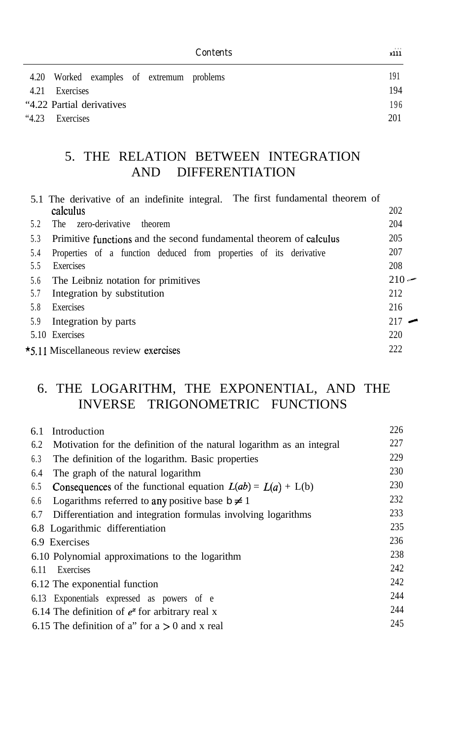4.20 Worked examples of extremum problems 191
4.21 Exercises 194
*4.22 Partial derivatives 196
*4.23 Exercises 201

## 5. THE RELATION BETWEEN INTEGRATION AND DIFFERENTIATION

5.1 The derivative of an indefinite integral. The first fundamental theorem of calculus 202
5.2 The zero-derivative theorem 204
5.3 Primitive functions and the second fundamental theorem of calculus 205
5.4 Properties of a function deduced from properties of its derivative 207
5.5 Exercises 208
5.6 The Leibniz notation for primitives 210
5.7 Integration by substitution 212
5.8 Exercises 216
5.9 Integration by parts 217
5.10 Exercises 220
*5.11 Miscellaneous review exercises 222

## 6. THE LOGARITHM, THE EXPONENTIAL, AND THE INVERSE TRIGONOMETRIC FUNCTIONS

6.1 Introduction 226
6.2 Motivation for the definition of the natural logarithm as an integral 227
6.3 The definition of the logarithm. Basic properties 229
6.4 The graph of the natural logarithm 230
6.5 Consequences of the functional equation $L(ab) = L(a) + L(b)$ 230
6.6 Logarithms referred to any positive base $b \neq 1$ 232
6.7 Differentiation and integration formulas involving logarithms 233
6.8 Logarithmic differentiation 235
6.9 Exercises 236
6.10 Polynomial approximations to the logarithm 238
6.11 Exercises 242
6.12 The exponential function 242
6.13 Exponentials expressed as powers of e 244
6.14 The definition of $e^x$ for arbitrary real x 244
6.15 The definition of $a^x$ for $a > 0$ and x real 245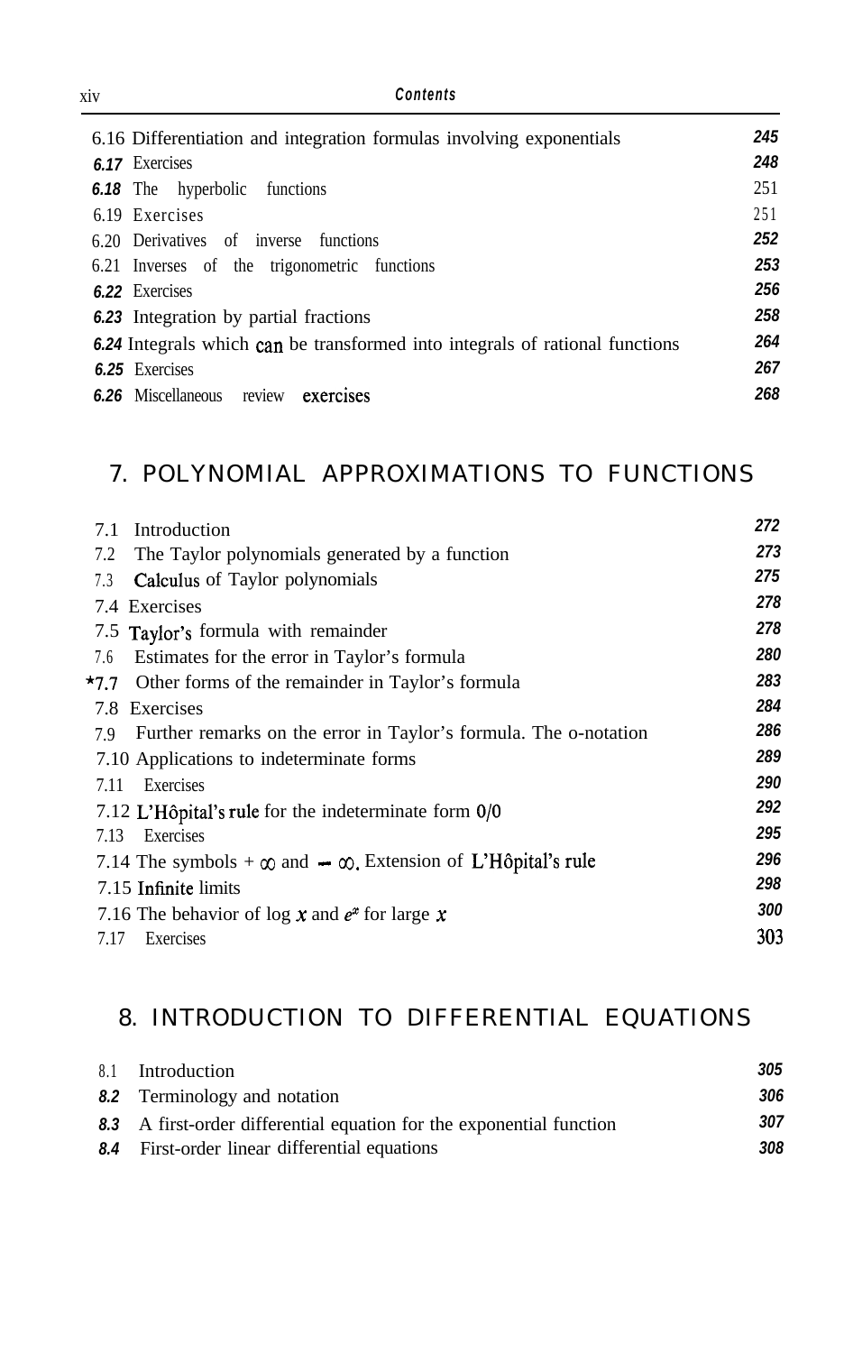| | |
|---|---|
| 6.16 Differentiation and integration formulas involving exponentials | 245 |
| 6.17 Exercises | 248 |
| 6.18 The hyperbolic functions | 251 |
| 6.19 Exercises | 251 |
| 6.20 Derivatives of inverse functions | 252 |
| 6.21 Inverses of the trigonometric functions | 253 |
| 6.22 Exercises | 256 |
| 6.23 Integration by partial fractions | 258 |
| 6.24 Integrals which can be transformed into integrals of rational functions | 264 |
| 6.25 Exercises | 267 |
| 6.26 Miscellaneous review exercises | 268 |

## 7. POLYNOMIAL APPROXIMATIONS TO FUNCTIONS

| | |
|---|---|
| 7.1 Introduction | 272 |
| 7.2 The Taylor polynomials generated by a function | 273 |
| 7.3 Calculus of Taylor polynomials | 275 |
| 7.4 Exercises | 278 |
| 7.5 Taylor's formula with remainder | 278 |
| 7.6 Estimates for the error in Taylor's formula | 280 |
| *7.7 Other forms of the remainder in Taylor's formula | 283 |
| 7.8 Exercises | 284 |
| 7.9 Further remarks on the error in Taylor's formula. The o-notation | 286 |
| 7.10 Applications to indeterminate forms | 289 |
| 7.11 Exercises | 290 |
| 7.12 L'Hôpital's rule for the indeterminate form 0/0 | 292 |
| 7.13 Exercises | 295 |
| 7.14 The symbols $+\infty$ and $-\infty$. Extension of L'Hôpital's rule | 296 |
| 7.15 Infinite limits | 298 |
| 7.16 The behavior of $\log x$ and $e^x$ for large $x$ | 300 |
| 7.17 Exercises | 303 |

## 8. INTRODUCTION TO DIFFERENTIAL EQUATIONS

| | |
|---|---|
| 8.1 Introduction | 305 |
| 8.2 Terminology and notation | 306 |
| 8.3 A first-order differential equation for the exponential function | 307 |
| 8.4 First-order linear differential equations | 308 |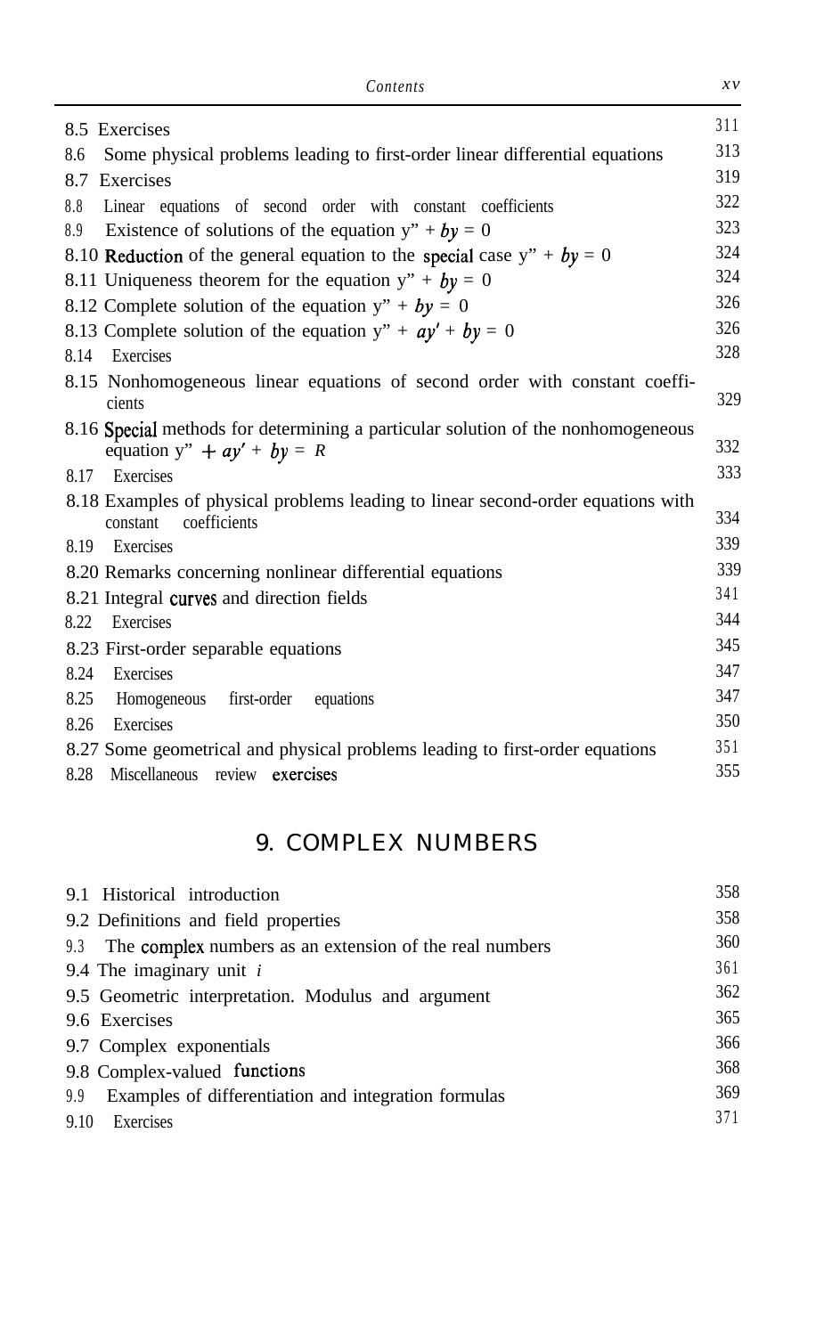8.5 Exercises 311

8.6 Some physical problems leading to first-order linear differential equations 313

8.7 Exercises 319

8.8 Linear equations of second order with constant coefficients 322

8.9 Existence of solutions of the equation $y'' + by = 0$ 323

8.10 Reduction of the general equation to the special case $y'' + by = 0$ 324

8.11 Uniqueness theorem for the equation $y'' + by = 0$ 324

8.12 Complete solution of the equation $y'' + by = 0$ 326

8.13 Complete solution of the equation $y'' + ay' + by = 0$ 326

8.14 Exercises 328

8.15 Nonhomogeneous linear equations of second order with constant coefficients 329

8.16 Special methods for determining a particular solution of the nonhomogeneous equation $y'' + ay' + by = R$ 332

8.17 Exercises 333

8.18 Examples of physical problems leading to linear second-order equations with constant coefficients 334

8.19 Exercises 339

8.20 Remarks concerning nonlinear differential equations 339

8.21 Integral curves and direction fields 341

8.22 Exercises 344

8.23 First-order separable equations 345

8.24 Exercises 347

8.25 Homogeneous first-order equations 347

8.26 Exercises 350

8.27 Some geometrical and physical problems leading to first-order equations 351

8.28 Miscellaneous review exercises 355

## 9. COMPLEX NUMBERS

9.1 Historical introduction 358

9.2 Definitions and field properties 358

9.3 The complex numbers as an extension of the real numbers 360

9.4 The imaginary unit $i$ 361

9.5 Geometric interpretation. Modulus and argument 362

9.6 Exercises 365

9.7 Complex exponentials 366

9.8 Complex-valued functions 368

9.9 Examples of differentiation and integration formulas 369

9.10 Exercises 371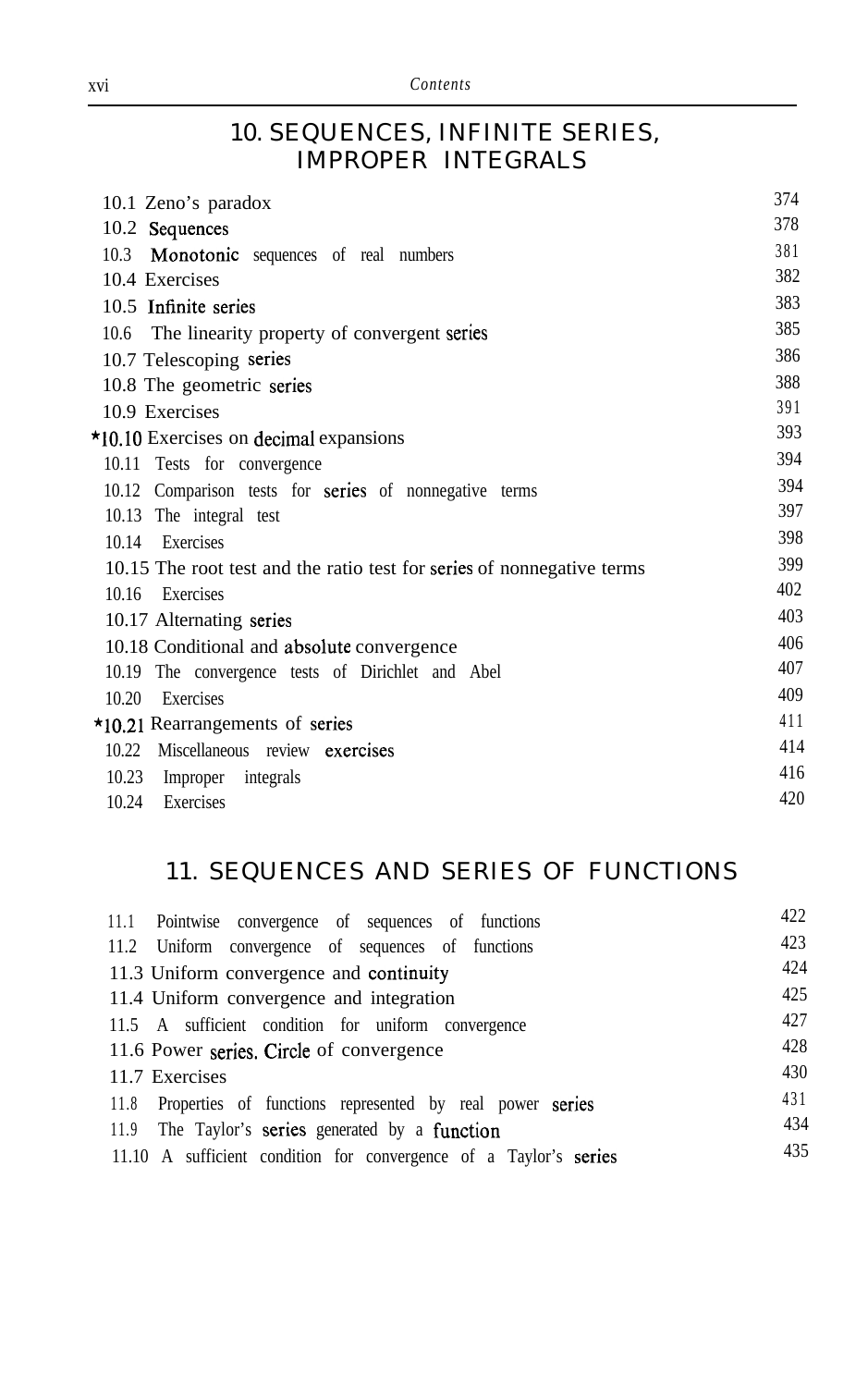## 10. SEQUENCES, INFINITE SERIES, IMPROPER INTEGRALS

| | |
|---|---|
| 10.1 Zeno's paradox | 374 |
| 10.2 Sequences | 378 |
| 10.3 Monotonic sequences of real numbers | 381 |
| 10.4 Exercises | 382 |
| 10.5 Infinite series | 383 |
| 10.6 The linearity property of convergent series | 385 |
| 10.7 Telescoping series | 386 |
| 10.8 The geometric series | 388 |
| 10.9 Exercises | 391 |
| *10.10 Exercises on decimal expansions | 393 |
| 10.11 Tests for convergence | 394 |
| 10.12 Comparison tests for series of nonnegative terms | 394 |
| 10.13 The integral test | 397 |
| 10.14 Exercises | 398 |
| 10.15 The root test and the ratio test for series of nonnegative terms | 399 |
| 10.16 Exercises | 402 |
| 10.17 Alternating series | 403 |
| 10.18 Conditional and absolute convergence | 406 |
| 10.19 The convergence tests of Dirichlet and Abel | 407 |
| 10.20 Exercises | 409 |
| *10.21 Rearrangements of series | 411 |
| 10.22 Miscellaneous review exercises | 414 |
| 10.23 Improper integrals | 416 |
| 10.24 Exercises | 420 |

## 11. SEQUENCES AND SERIES OF FUNCTIONS

| | |
|---|---|
| 11.1 Pointwise convergence of sequences of functions | 422 |
| 11.2 Uniform convergence of sequences of functions | 423 |
| 11.3 Uniform convergence and continuity | 424 |
| 11.4 Uniform convergence and integration | 425 |
| 11.5 A sufficient condition for uniform convergence | 427 |
| 11.6 Power series. Circle of convergence | 428 |
| 11.7 Exercises | 430 |
| 11.8 Properties of functions represented by real power series | 431 |
| 11.9 The Taylor's series generated by a function | 434 |
| 11.10 A sufficient condition for convergence of a Taylor's series | 435 |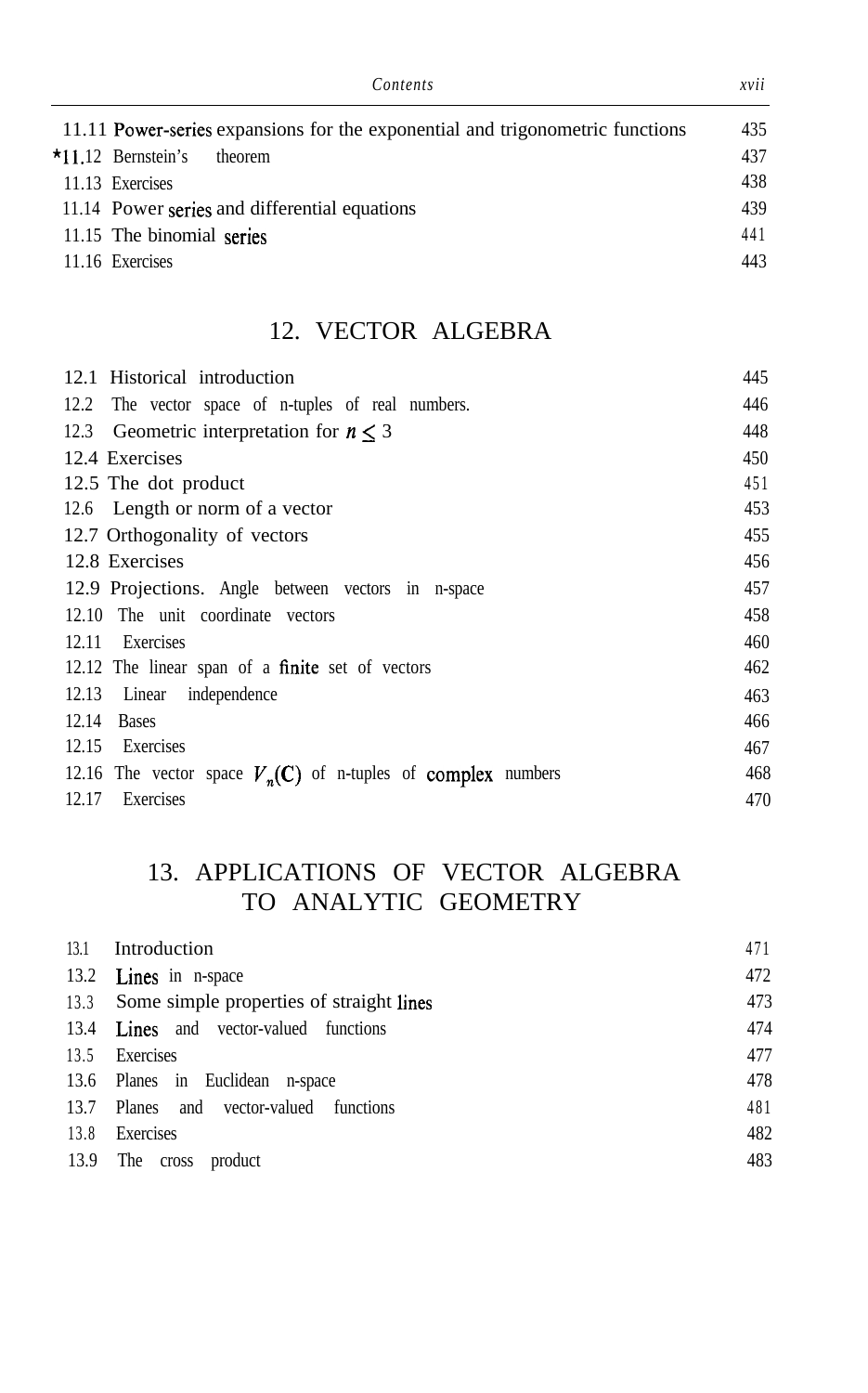11.11 Power-series expansions for the exponential and trigonometric functions 435
*11.12 Bernstein's theorem 437
11.13 Exercises 438
11.14 Power series and differential equations 439
11.15 The binomial series 441
11.16 Exercises 443

## 12. VECTOR ALGEBRA

12.1 Historical introduction 445
12.2 The vector space of n-tuples of real numbers. 446
12.3 Geometric interpretation for $n \leq 3$ 448
12.4 Exercises 450
12.5 The dot product 451
12.6 Length or norm of a vector 453
12.7 Orthogonality of vectors 455
12.8 Exercises 456
12.9 Projections. Angle between vectors in n-space 457
12.10 The unit coordinate vectors 458
12.11 Exercises 460
12.12 The linear span of a finite set of vectors 462
12.13 Linear independence 463
12.14 Bases 466
12.15 Exercises 467
12.16 The vector space $V_n(\mathbf{C})$ of n-tuples of complex numbers 468
12.17 Exercises 470

## 13. APPLICATIONS OF VECTOR ALGEBRA TO ANALYTIC GEOMETRY

13.1 Introduction 471
13.2 Lines in n-space 472
13.3 Some simple properties of straight lines 473
13.4 Lines and vector-valued functions 474
13.5 Exercises 477
13.6 Planes in Euclidean n-space 478
13.7 Planes and vector-valued functions 481
13.8 Exercises 482
13.9 The cross product 483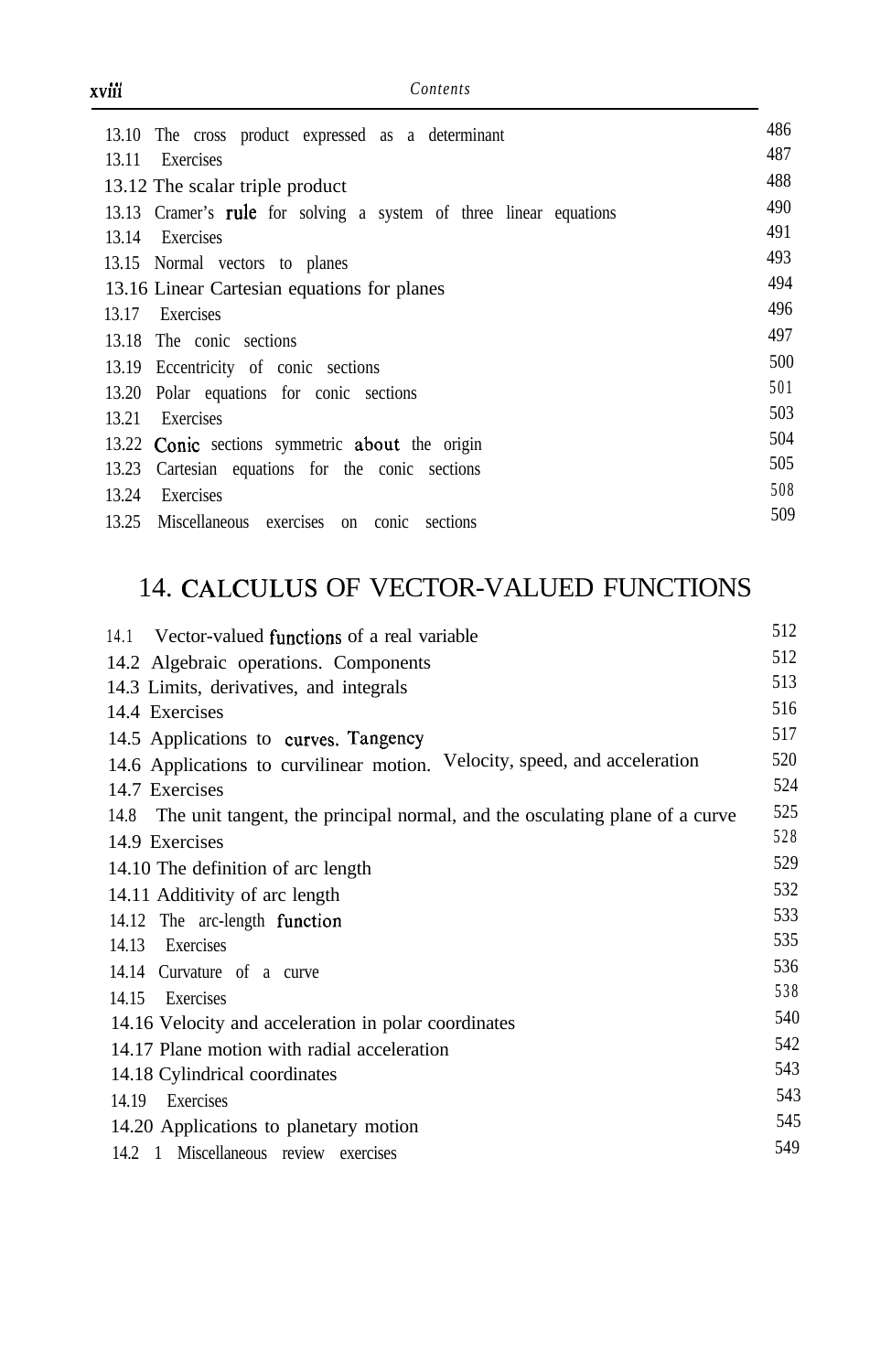| | |
|---|---|
| 13.10 The cross product expressed as a determinant | 486 |
| 13.11 Exercises | 487 |
| 13.12 The scalar triple product | 488 |
| 13.13 Cramer's rule for solving a system of three linear equations | 490 |
| 13.14 Exercises | 491 |
| 13.15 Normal vectors to planes | 493 |
| 13.16 Linear Cartesian equations for planes | 494 |
| 13.17 Exercises | 496 |
| 13.18 The conic sections | 497 |
| 13.19 Eccentricity of conic sections | 500 |
| 13.20 Polar equations for conic sections | 501 |
| 13.21 Exercises | 503 |
| 13.22 Conic sections symmetric about the origin | 504 |
| 13.23 Cartesian equations for the conic sections | 505 |
| 13.24 Exercises | 508 |
| 13.25 Miscellaneous exercises on conic sections | 509 |

## 14. CALCULUS OF VECTOR-VALUED FUNCTIONS

| | |
|---|---|
| 14.1 Vector-valued functions of a real variable | 512 |
| 14.2 Algebraic operations. Components | 512 |
| 14.3 Limits, derivatives, and integrals | 513 |
| 14.4 Exercises | 516 |
| 14.5 Applications to curves. Tangency | 517 |
| 14.6 Applications to curvilinear motion. Velocity, speed, and acceleration | 520 |
| 14.7 Exercises | 524 |
| 14.8 The unit tangent, the principal normal, and the osculating plane of a curve | 525 |
| 14.9 Exercises | 528 |
| 14.10 The definition of arc length | 529 |
| 14.11 Additivity of arc length | 532 |
| 14.12 The arc-length function | 533 |
| 14.13 Exercises | 535 |
| 14.14 Curvature of a curve | 536 |
| 14.15 Exercises | 538 |
| 14.16 Velocity and acceleration in polar coordinates | 540 |
| 14.17 Plane motion with radial acceleration | 542 |
| 14.18 Cylindrical coordinates | 543 |
| 14.19 Exercises | 543 |
| 14.20 Applications to planetary motion | 545 |
| 14.21 Miscellaneous review exercises | 549 |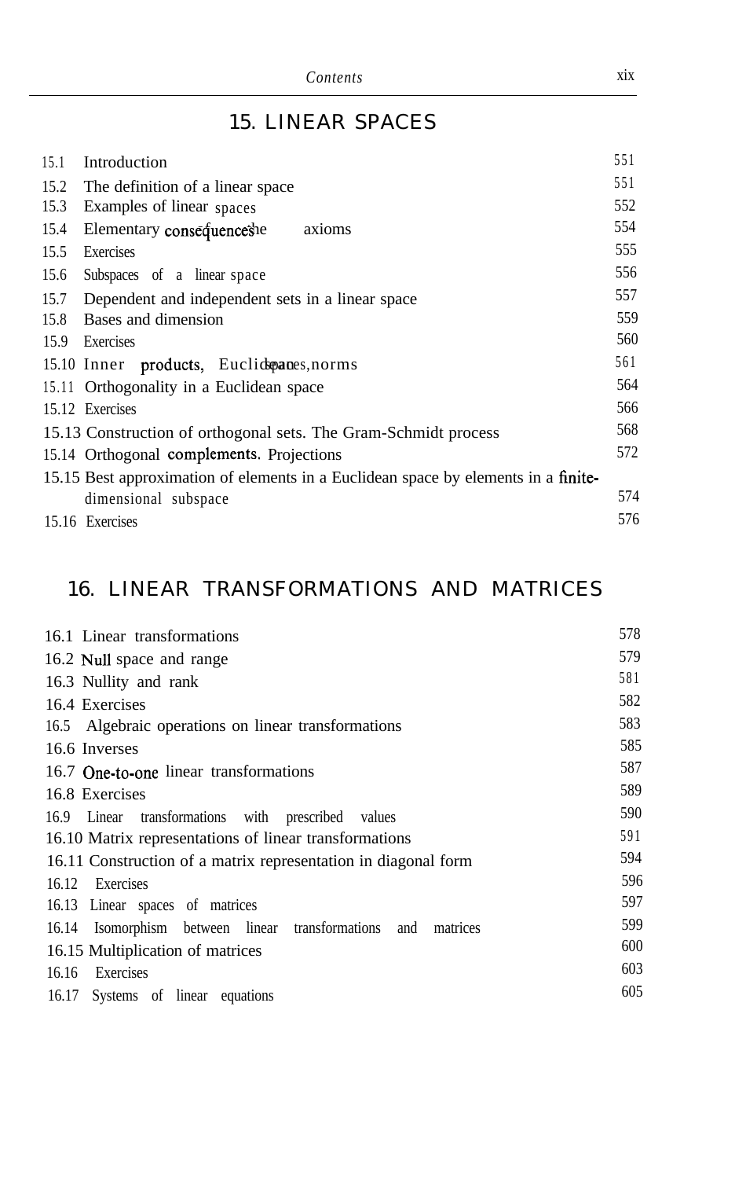## 15. LINEAR SPACES

| | | |
|---|---|---|
| 15.1 | Introduction | 551 |
| 15.2 | The definition of a linear space | 551 |
| 15.3 | Examples of linear spaces | 552 |
| 15.4 | Elementary consequences of the axioms | 554 |
| 15.5 | Exercises | 555 |
| 15.6 | Subspaces of a linear space | 556 |
| 15.7 | Dependent and independent sets in a linear space | 557 |
| 15.8 | Bases and dimension | 559 |
| 15.9 | Exercises | 560 |
| 15.10 | Inner products, Euclidean spaces, norms | 561 |
| 15.11 | Orthogonality in a Euclidean space | 564 |
| 15.12 | Exercises | 566 |
| 15.13 | Construction of orthogonal sets. The Gram-Schmidt process | 568 |
| 15.14 | Orthogonal complements. Projections | 572 |
| 15.15 | Best approximation of elements in a Euclidean space by elements in a finite-dimensional subspace | 574 |
| 15.16 | Exercises | 576 |

## 16. LINEAR TRANSFORMATIONS AND MATRICES

| | | |
|---|---|---|
| 16.1 | Linear transformations | 578 |
| 16.2 | Null space and range | 579 |
| 16.3 | Nullity and rank | 581 |
| 16.4 | Exercises | 582 |
| 16.5 | Algebraic operations on linear transformations | 583 |
| 16.6 | Inverses | 585 |
| 16.7 | One-to-one linear transformations | 587 |
| 16.8 | Exercises | 589 |
| 16.9 | Linear transformations with prescribed values | 590 |
| 16.10 | Matrix representations of linear transformations | 591 |
| 16.11 | Construction of a matrix representation in diagonal form | 594 |
| 16.12 | Exercises | 596 |
| 16.13 | Linear spaces of matrices | 597 |
| 16.14 | Isomorphism between linear transformations and matrices | 599 |
| 16.15 | Multiplication of matrices | 600 |
| 16.16 | Exercises | 603 |
| 16.17 | Systems of linear equations | 605 |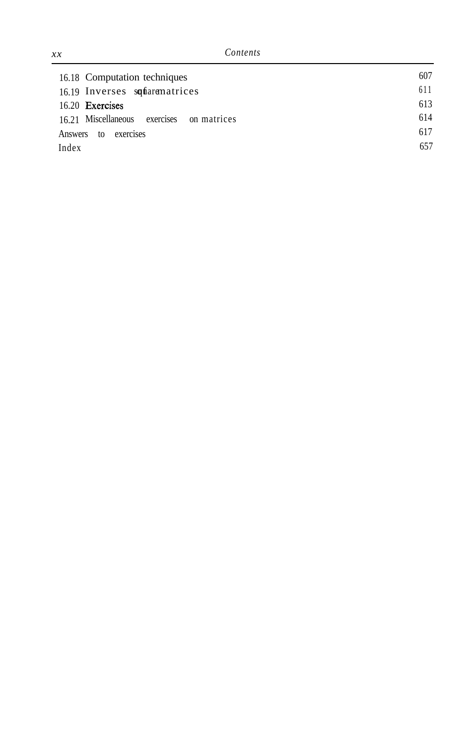| | | |
|---|---|---|
| 16.18 | Computation techniques | 607 |
| 16.19 | Inverses of square matrices | 611 |
| 16.20 | Exercises | 613 |
| 16.21 | Miscellaneous exercises on matrices | 614 |
| | Answers to exercises | 617 |
| | Index | 657 |